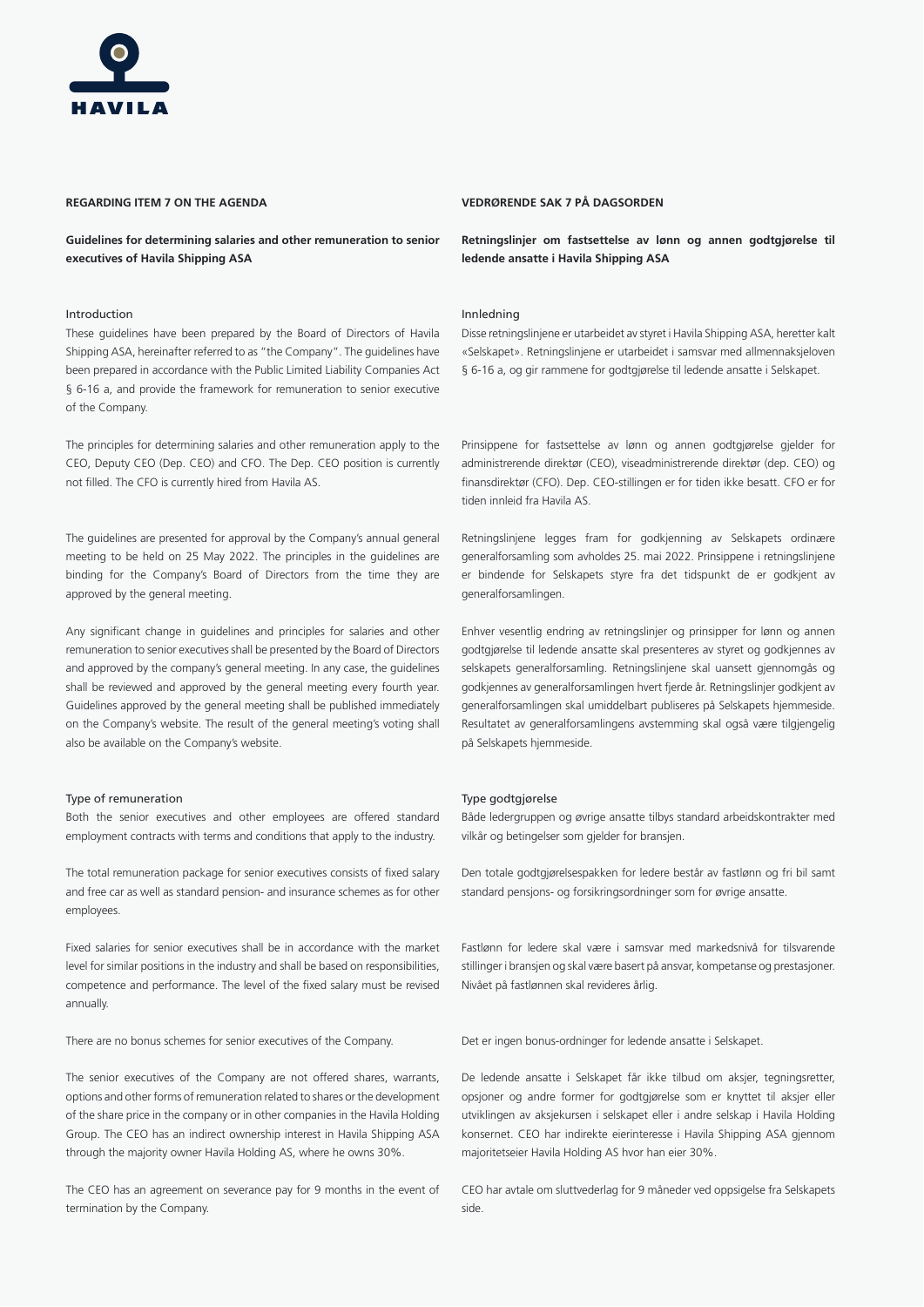HAVILA

**REGARDING ITEM 7 ON THE AGENDA**

**Guidelines for determining salaries and other remuneration to senior executives of Havila Shipping ASA**

Introduction

These guidelines have been prepared by the Board of Directors of Havila Shipping ASA, hereinafter referred to as "the Company". The guidelines have been prepared in accordance with the Public Limited Liability Companies Act § 6-16 a, and provide the framework for remuneration to senior executive of the Company.

The principles for determining salaries and other remuneration apply to the CEO, Deputy CEO (Dep. CEO) and CFO. The Dep. CEO position is currently not filled. The CFO is currently hired from Havila AS.

The guidelines are presented for approval by the Company's annual general meeting to be held on 25 May 2022. The principles in the guidelines are binding for the Company's Board of Directors from the time they are approved by the general meeting.

Any significant change in guidelines and principles for salaries and other remuneration to senior executives shall be presented by the Board of Directors and approved by the company's general meeting. In any case, the guidelines shall be reviewed and approved by the general meeting every fourth year. Guidelines approved by the general meeting shall be published immediately on the Company's website. The result of the general meeting's voting shall also be available on the Company's website.

Type of remuneration

Both the senior executives and other employees are offered standard employment contracts with terms and conditions that apply to the industry.

The total remuneration package for senior executives consists of fixed salary and free car as well as standard pension- and insurance schemes as for other employees.

Fixed salaries for senior executives shall be in accordance with the market level for similar positions in the industry and shall be based on responsibilities, competence and performance. The level of the fixed salary must be revised annually.

There are no bonus schemes for senior executives of the Company.

The senior executives of the Company are not offered shares, warrants, options and other forms of remuneration related to shares or the development of the share price in the company or in other companies in the Havila Holding Group. The CEO has an indirect ownership interest in Havila Shipping ASA through the majority owner Havila Holding AS, where he owns 30%.

The CEO has an agreement on severance pay for 9 months in the event of termination by the Company.

**VEDRØRENDE SAK 7 PÅ DAGSORDEN**

**Retningslinjer om fastsettelse av lønn og annen godtgjørelse til ledende ansatte i Havila Shipping ASA**

Innledning

Disse retningslinjene er utarbeidet av styret i Havila Shipping ASA, heretter kalt «Selskapet». Retningslinjene er utarbeidet i samsvar med allmennaksjeloven § 6-16 a, og gir rammene for godtgjørelse til ledende ansatte i Selskapet.

Prinsippene for fastsettelse av lønn og annen godtgjørelse gjelder for administrerende direktør (CEO), viseadministrerende direktør (dep. CEO) og finansdirektør (CFO). Dep. CEO-stillingen er for tiden ikke besatt. CFO er for tiden innleid fra Havila AS.

Retningslinjene legges fram for godkjenning av Selskapets ordinære generalforsamling som avholdes 25. mai 2022. Prinsippene i retningslinjene er bindende for Selskapets styre fra det tidspunkt de er godkjent av generalforsamlingen.

Enhver vesentlig endring av retningslinjer og prinsipper for lønn og annen godtgjørelse til ledende ansatte skal presenteres av styret og godkjennes av selskapets generalforsamling. Retningslinjene skal uansett gjennomgås og godkjennes av generalforsamlingen hvert fjerde år. Retningslinjer godkjent av generalforsamlingen skal umiddelbart publiseres på Selskapets hjemmeside. Resultatet av generalforsamlingens avstemming skal også være tilgjengelig på Selskapets hjemmeside.

Type godtgjørelse

Både ledergruppen og øvrige ansatte tilbys standard arbeidskontrakter med vilkår og betingelser som gjelder for bransjen.

Den totale godtgjørelsespakken for ledere består av fastlønn og fri bil samt standard pensjons- og forsikringsordninger som for øvrige ansatte.

Fastlønn for ledere skal være i samsvar med markedsnivå for tilsvarende stillinger i bransjen og skal være basert på ansvar, kompetanse og prestasjoner. Nivået på fastlønnen skal revideres årlig.

Det er ingen bonus-ordninger for ledende ansatte i Selskapet.

De ledende ansatte i Selskapet får ikke tilbud om aksjer, tegningsretter, opsjoner og andre former for godtgjørelse som er knyttet til aksjer eller utviklingen av aksjekursen i selskapet eller i andre selskap i Havila Holding konsernet. CEO har indirekte eierinteresse i Havila Shipping ASA gjennom majoritetseier Havila Holding AS hvor han eier 30%.

CEO har avtale om sluttvederlag for 9 måneder ved oppsigelse fra Selskapets side.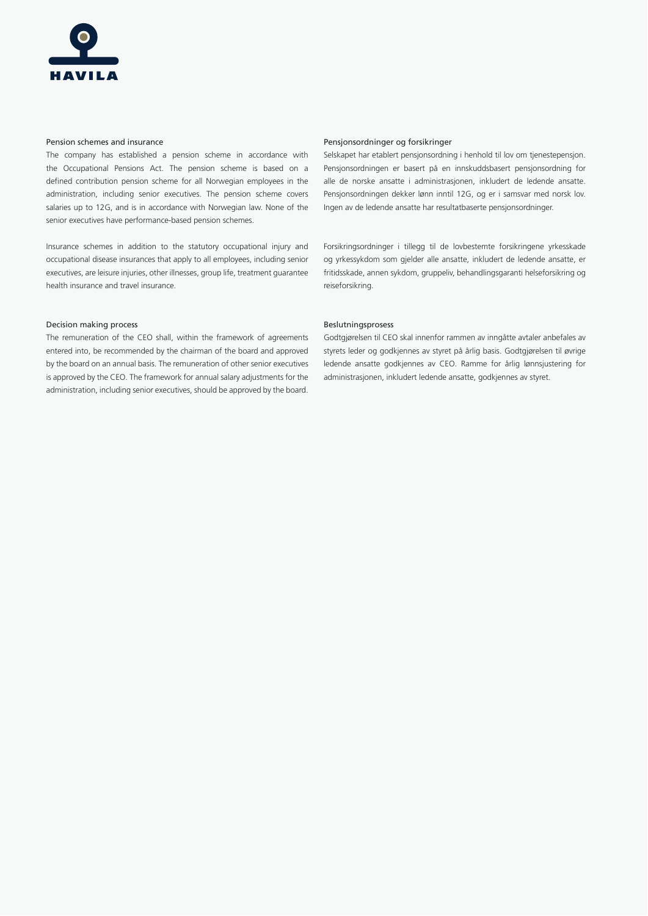HAVILA

## Pension schemes and insurance

The company has established a pension scheme in accordance with the Occupational Pensions Act. The pension scheme is based on a defined contribution pension scheme for all Norwegian employees in the administration, including senior executives. The pension scheme covers salaries up to 12G, and is in accordance with Norwegian law. None of the senior executives have performance-based pension schemes.

Insurance schemes in addition to the statutory occupational injury and occupational disease insurances that apply to all employees, including senior executives, are leisure injuries, other illnesses, group life, treatment guarantee health insurance and travel insurance.

## Decision making process

The remuneration of the CEO shall, within the framework of agreements entered into, be recommended by the chairman of the board and approved by the board on an annual basis. The remuneration of other senior executives is approved by the CEO. The framework for annual salary adjustments for the administration, including senior executives, should be approved by the board.

## Pensjonsordninger og forsikringer

Selskapet har etablert pensjonsordning i henhold til lov om tjenestepensjon. Pensjonsordningen er basert på en innskuddsbasert pensjonsordning for alle de norske ansatte i administrasjonen, inkludert de ledende ansatte. Pensjonsordningen dekker lønn inntil 12G, og er i samsvar med norsk lov. Ingen av de ledende ansatte har resultatbaserte pensjonsordninger.

Forsikringsordninger i tillegg til de lovbestemte forsikringene yrkesskade og yrkessykdom som gjelder alle ansatte, inkludert de ledende ansatte, er fritidsskade, annen sykdom, gruppeliv, behandlingsgaranti helseforsikring og reiseforsikring.

## Beslutningsprosess

Godtgjørelsen til CEO skal innenfor rammen av inngåtte avtaler anbefales av styrets leder og godkjennes av styret på årlig basis. Godtgjørelsen til øvrige ledende ansatte godkjennes av CEO. Ramme for årlig lønnsjustering for administrasjonen, inkludert ledende ansatte, godkjennes av styret.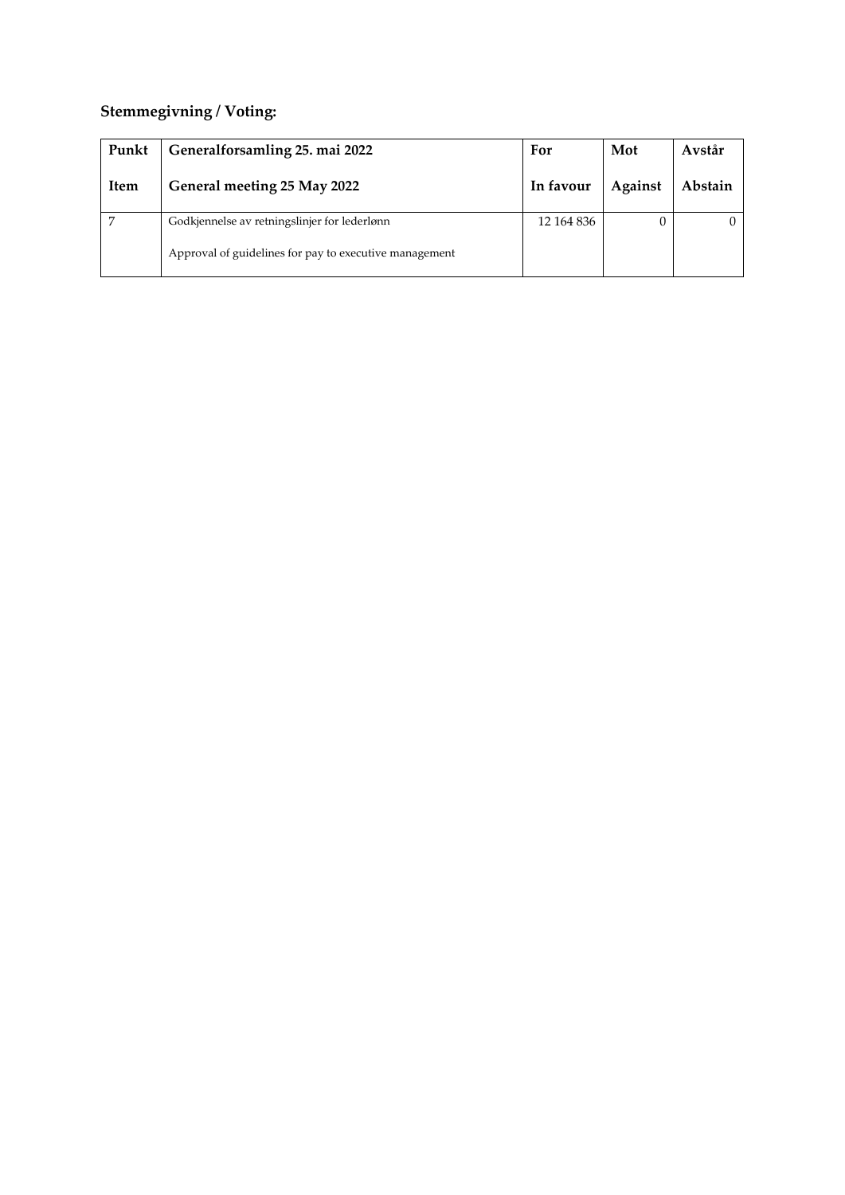**Stemmegivning / Voting:**

| Punkt<br><br>Item | Generalforsamling 25. mai 2022<br><br>General meeting 25 May 2022 | For<br><br>In favour | Mot<br><br>Against | Avstår<br><br>Abstain |
|---|---|---|---|---|
| 7 | Godkjennelse av retningslinjer for lederlønn<br><br>Approval of guidelines for pay to executive management | 12 164 836 | 0 | 0 |